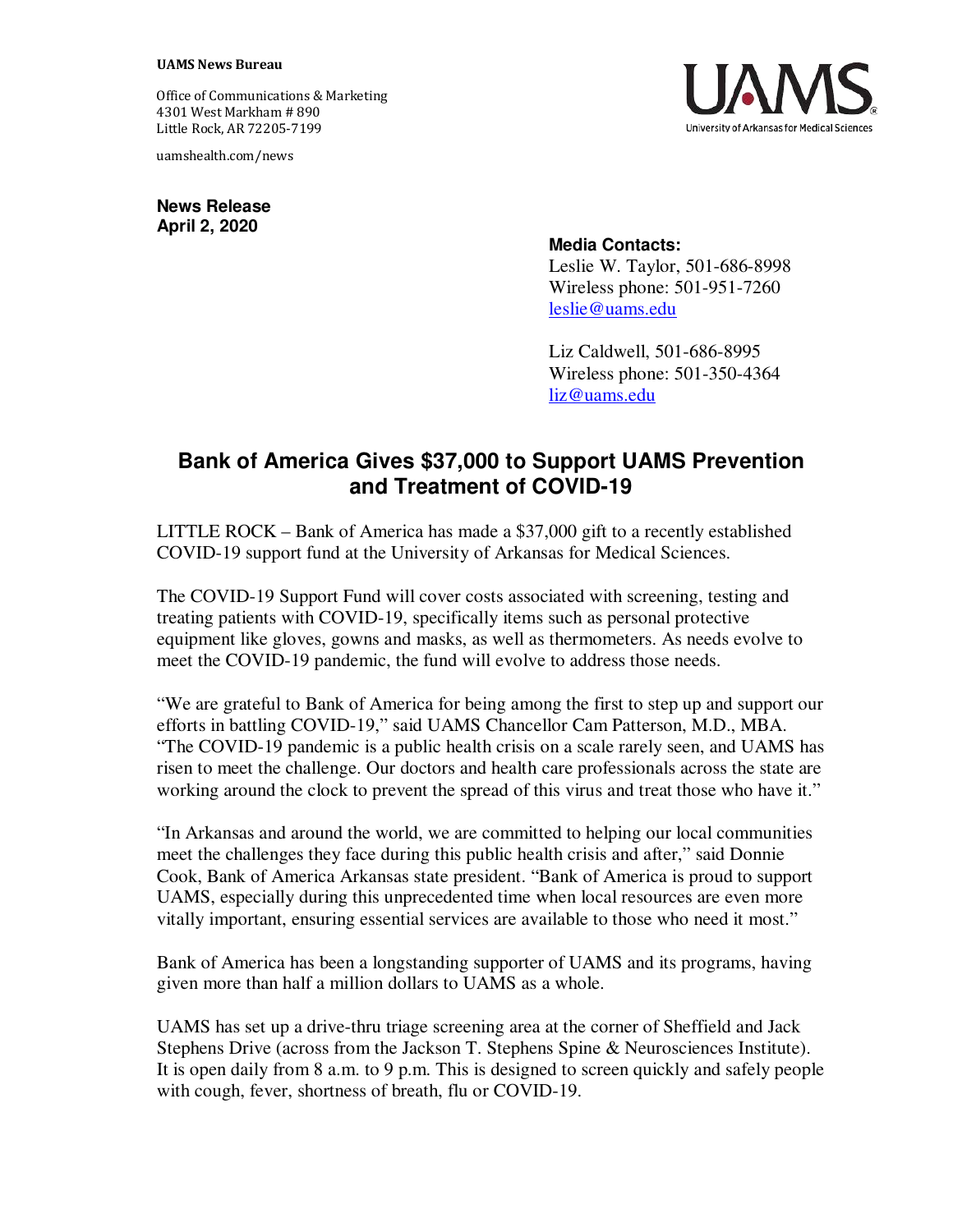**UAMS News Bureau**

Office of Communications & Marketing
4301 West Markham # 890
Little Rock, AR 72205-7199

uamshealth.com/news

UAMS
University of Arkansas for Medical Sciences

**News Release**
**April 2, 2020**

**Media Contacts:**
Leslie W. Taylor, 501-686-8998
Wireless phone: 501-951-7260
leslie@uams.edu

Liz Caldwell, 501-686-8995
Wireless phone: 501-350-4364
liz@uams.edu

# Bank of America Gives $37,000 to Support UAMS Prevention and Treatment of COVID-19

LITTLE ROCK – Bank of America has made a $37,000 gift to a recently established COVID-19 support fund at the University of Arkansas for Medical Sciences.

The COVID-19 Support Fund will cover costs associated with screening, testing and treating patients with COVID-19, specifically items such as personal protective equipment like gloves, gowns and masks, as well as thermometers. As needs evolve to meet the COVID-19 pandemic, the fund will evolve to address those needs.

"We are grateful to Bank of America for being among the first to step up and support our efforts in battling COVID-19," said UAMS Chancellor Cam Patterson, M.D., MBA. "The COVID-19 pandemic is a public health crisis on a scale rarely seen, and UAMS has risen to meet the challenge. Our doctors and health care professionals across the state are working around the clock to prevent the spread of this virus and treat those who have it."

"In Arkansas and around the world, we are committed to helping our local communities meet the challenges they face during this public health crisis and after," said Donnie Cook, Bank of America Arkansas state president. "Bank of America is proud to support UAMS, especially during this unprecedented time when local resources are even more vitally important, ensuring essential services are available to those who need it most."

Bank of America has been a longstanding supporter of UAMS and its programs, having given more than half a million dollars to UAMS as a whole.

UAMS has set up a drive-thru triage screening area at the corner of Sheffield and Jack Stephens Drive (across from the Jackson T. Stephens Spine & Neurosciences Institute). It is open daily from 8 a.m. to 9 p.m. This is designed to screen quickly and safely people with cough, fever, shortness of breath, flu or COVID-19.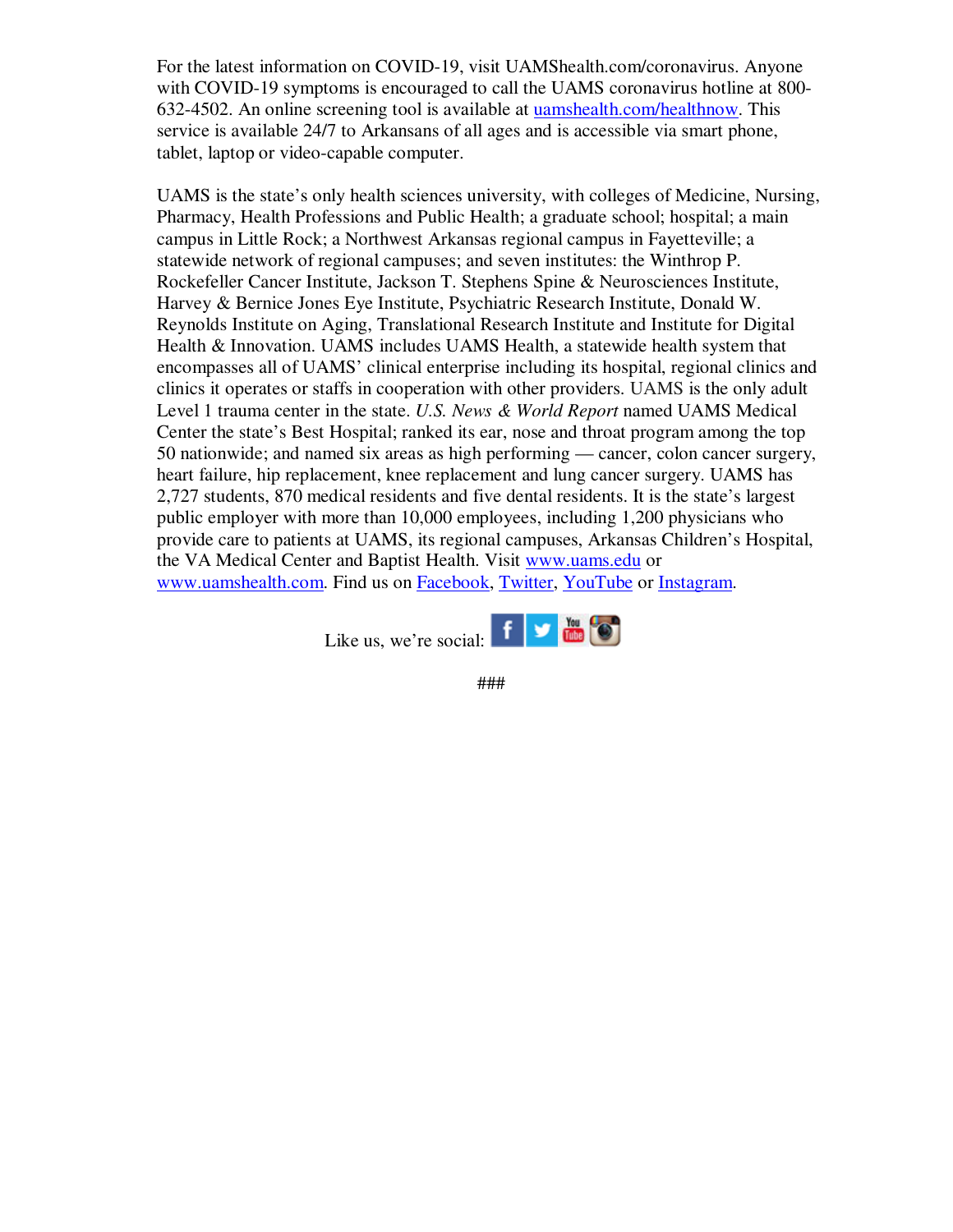For the latest information on COVID-19, visit UAMShealth.com/coronavirus. Anyone with COVID-19 symptoms is encouraged to call the UAMS coronavirus hotline at 800-632-4502. An online screening tool is available at [uamshealth.com/healthnow](uamshealth.com/healthnow). This service is available 24/7 to Arkansans of all ages and is accessible via smart phone, tablet, laptop or video-capable computer.

UAMS is the state's only health sciences university, with colleges of Medicine, Nursing, Pharmacy, Health Professions and Public Health; a graduate school; hospital; a main campus in Little Rock; a Northwest Arkansas regional campus in Fayetteville; a statewide network of regional campuses; and seven institutes: the Winthrop P. Rockefeller Cancer Institute, Jackson T. Stephens Spine & Neurosciences Institute, Harvey & Bernice Jones Eye Institute, Psychiatric Research Institute, Donald W. Reynolds Institute on Aging, Translational Research Institute and Institute for Digital Health & Innovation. UAMS includes UAMS Health, a statewide health system that encompasses all of UAMS' clinical enterprise including its hospital, regional clinics and clinics it operates or staffs in cooperation with other providers. UAMS is the only adult Level 1 trauma center in the state. *U.S. News & World Report* named UAMS Medical Center the state's Best Hospital; ranked its ear, nose and throat program among the top 50 nationwide; and named six areas as high performing — cancer, colon cancer surgery, heart failure, hip replacement, knee replacement and lung cancer surgery. UAMS has 2,727 students, 870 medical residents and five dental residents. It is the state's largest public employer with more than 10,000 employees, including 1,200 physicians who provide care to patients at UAMS, its regional campuses, Arkansas Children's Hospital, the VA Medical Center and Baptist Health. Visit [www.uams.edu](www.uams.edu) or [www.uamshealth.com](www.uamshealth.com). Find us on Facebook, Twitter, YouTube or Instagram.

Like us, we're social:

###